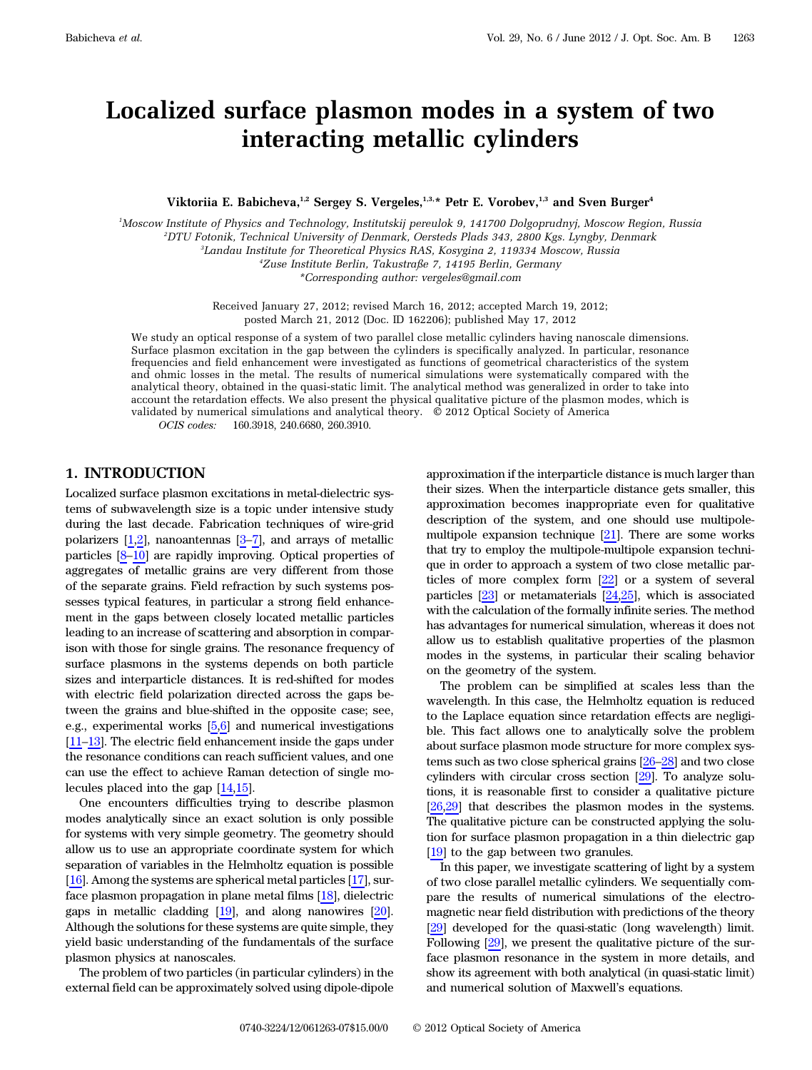# Localized surface plasmon modes in a system of two interacting metallic cylinders

**Viktoriia E. Babicheva,[1,2] Sergey S. Vergeles,[1,3,*] Petr E. Vorobev,[1,3] and Sven Burger[4]**

[1]*Moscow Institute of Physics and Technology, Institutskij pereulok 9, 141700 Dolgoprudnyj, Moscow Region, Russia*
[2]*DTU Fotonik, Technical University of Denmark, Oersteds Plads 343, 2800 Kgs. Lyngby, Denmark*
[3]*Landau Institute for Theoretical Physics RAS, Kosygina 2, 119334 Moscow, Russia*
[4]*Zuse Institute Berlin, Takustraße 7, 14195 Berlin, Germany*
*\*Corresponding author: vergeles@gmail.com*

Received January 27, 2012; revised March 16, 2012; accepted March 19, 2012; posted March 21, 2012 (Doc. ID 162206); published May 17, 2012

We study an optical response of a system of two parallel close metallic cylinders having nanoscale dimensions. Surface plasmon excitation in the gap between the cylinders is specifically analyzed. In particular, resonance frequencies and field enhancement were investigated as functions of geometrical characteristics of the system and ohmic losses in the metal. The results of numerical simulations were systematically compared with the analytical theory, obtained in the quasi-static limit. The analytical method was generalized in order to take into account the retardation effects. We also present the physical qualitative picture of the plasmon modes, which is validated by numerical simulations and analytical theory. © 2012 Optical Society of America

*OCIS codes:* 160.3918, 240.6680, 260.3910.

## 1. INTRODUCTION

Localized surface plasmon excitations in metal-dielectric systems of subwavelength size is a topic under intensive study during the last decade. Fabrication techniques of wire-grid polarizers [1,2], nanoantennas [3–7], and arrays of metallic particles [8–10] are rapidly improving. Optical properties of aggregates of metallic grains are very different from those of the separate grains. Field refraction by such systems possesses typical features, in particular a strong field enhancement in the gaps between closely located metallic particles leading to an increase of scattering and absorption in comparison with those for single grains. The resonance frequency of surface plasmons in the systems depends on both particle sizes and interparticle distances. It is red-shifted for modes with electric field polarization directed across the gaps between the grains and blue-shifted in the opposite case; see, e.g., experimental works [5,6] and numerical investigations [11–13]. The electric field enhancement inside the gaps under the resonance conditions can reach sufficient values, and one can use the effect to achieve Raman detection of single molecules placed into the gap [14,15].

One encounters difficulties trying to describe plasmon modes analytically since an exact solution is only possible for systems with very simple geometry. The geometry should allow us to use an appropriate coordinate system for which separation of variables in the Helmholtz equation is possible [16]. Among the systems are spherical metal particles [17], surface plasmon propagation in plane metal films [18], dielectric gaps in metallic cladding [19], and along nanowires [20]. Although the solutions for these systems are quite simple, they yield basic understanding of the fundamentals of the surface plasmon physics at nanoscales.

The problem of two particles (in particular cylinders) in the external field can be approximately solved using dipole-dipole approximation if the interparticle distance is much larger than their sizes. When the interparticle distance gets smaller, this approximation becomes inappropriate even for qualitative description of the system, and one should use multipole-multipole expansion technique [21]. There are some works that try to employ the multipole-multipole expansion technique in order to approach a system of two close metallic particles of more complex form [22] or a system of several particles [23] or metamaterials [24,25], which is associated with the calculation of the formally infinite series. The method has advantages for numerical simulation, whereas it does not allow us to establish qualitative properties of the plasmon modes in the systems, in particular their scaling behavior on the geometry of the system.

The problem can be simplified at scales less than the wavelength. In this case, the Helmholtz equation is reduced to the Laplace equation since retardation effects are negligible. This fact allows one to analytically solve the problem about surface plasmon mode structure for more complex systems such as two close spherical grains [26–28] and two close cylinders with circular cross section [29]. To analyze solutions, it is reasonable first to consider a qualitative picture [26,29] that describes the plasmon modes in the systems. The qualitative picture can be constructed applying the solution for surface plasmon propagation in a thin dielectric gap [19] to the gap between two granules.

In this paper, we investigate scattering of light by a system of two close parallel metallic cylinders. We sequentially compare the results of numerical simulations of the electromagnetic near field distribution with predictions of the theory [29] developed for the quasi-static (long wavelength) limit. Following [29], we present the qualitative picture of the surface plasmon resonance in the system in more details, and show its agreement with both analytical (in quasi-static limit) and numerical solution of Maxwell's equations.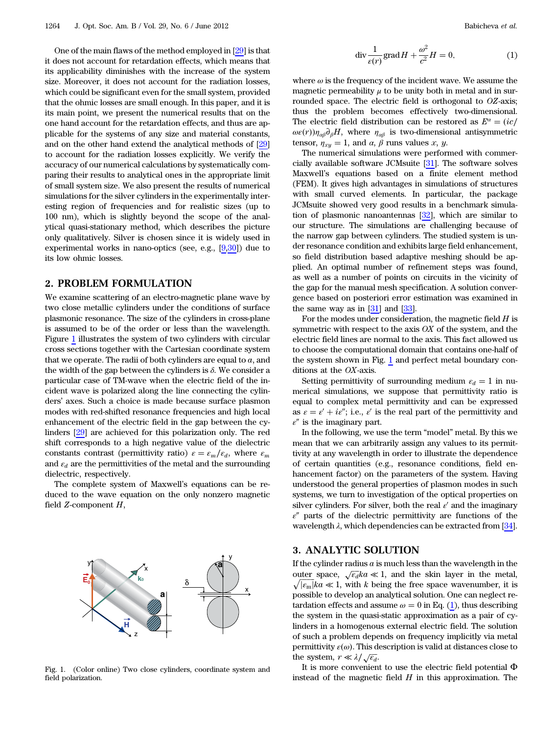One of the main flaws of the method employed in [29] is that it does not account for retardation effects, which means that its applicability diminishes with the increase of the system size. Moreover, it does not account for the radiation losses, which could be significant even for the small system, provided that the ohmic losses are small enough. In this paper, and it is its main point, we present the numerical results that on the one hand account for the retardation effects, and thus are applicable for the systems of any size and material constants, and on the other hand extend the analytical methods of [29] to account for the radiation losses explicitly. We verify the accuracy of our numerical calculations by systematically comparing their results to analytical ones in the appropriate limit of small system size. We also present the results of numerical simulations for the silver cylinders in the experimentally interesting region of frequencies and for realistic sizes (up to 100 nm), which is slightly beyond the scope of the analytical quasi-stationary method, which describes the picture only qualitatively. Silver is chosen since it is widely used in experimental works in nano-optics (see, e.g., [9,30]) due to its low ohmic losses.

## 2. PROBLEM FORMULATION

We examine scattering of an electro-magnetic plane wave by two close metallic cylinders under the conditions of surface plasmonic resonance. The size of the cylinders in cross-plane is assumed to be of the order or less than the wavelength. Figure 1 illustrates the system of two cylinders with circular cross sections together with the Cartesian coordinate system that we operate. The radii of both cylinders are equal to $a$, and the width of the gap between the cylinders is $\delta$. We consider a particular case of TM-wave when the electric field of the incident wave is polarized along the line connecting the cylinders' axes. Such a choice is made because surface plasmon modes with red-shifted resonance frequencies and high local enhancement of the electric field in the gap between the cylinders [29] are achieved for this polarization only. The red shift corresponds to a high negative value of the dielectric constants contrast (permittivity ratio) $\varepsilon = \varepsilon_m/\varepsilon_d$, where $\varepsilon_m$ and $\varepsilon_d$ are the permittivities of the metal and the surrounding dielectric, respectively.

The complete system of Maxwell's equations can be reduced to the wave equation on the only nonzero magnetic field $Z$-component $H$,

Fig. 1. (Color online) Two close cylinders, coordinate system and field polarization.

$$\operatorname{div} \frac{1}{\varepsilon(r)} \operatorname{grad} H + \frac{\omega^2}{c^2} H = 0, \qquad (1)$$

where $\omega$ is the frequency of the incident wave. We assume the magnetic permeability $\mu$ to be unity both in metal and in surrounded space. The electric field is orthogonal to $OZ$-axis; thus the problem becomes effectively two-dimensional. The electric field distribution can be restored as $E^\alpha = (ic/\omega\varepsilon(r))\eta_{\alpha\beta}\partial_\beta H$, where $\eta_{\alpha\beta}$ is two-dimensional antisymmetric tensor, $\eta_{xy} = 1$, and $\alpha$, $\beta$ runs values $x$, $y$.

The numerical simulations were performed with commercially available software JCMsuite [31]. The software solves Maxwell's equations based on a finite element method (FEM). It gives high advantages in simulations of structures with small curved elements. In particular, the package JCMsuite showed very good results in a benchmark simulation of plasmonic nanoantennas [32], which are similar to our structure. The simulations are challenging because of the narrow gap between cylinders. The studied system is under resonance condition and exhibits large field enhancement, so field distribution based adaptive meshing should be applied. An optimal number of refinement steps was found, as well as a number of points on circuits in the vicinity of the gap for the manual mesh specification. A solution convergence based on posteriori error estimation was examined in the same way as in [31] and [33].

For the modes under consideration, the magnetic field $H$ is symmetric with respect to the axis $OX$ of the system, and the electric field lines are normal to the axis. This fact allowed us to choose the computational domain that contains one-half of the system shown in Fig. 1 and perfect metal boundary conditions at the $OX$-axis.

Setting permittivity of surrounding medium $\varepsilon_d = 1$ in numerical simulations, we suppose that permittivity ratio is equal to complex metal permittivity and can be expressed as $\varepsilon = \varepsilon' + i\varepsilon''$; i.e., $\varepsilon'$ is the real part of the permittivity and $\varepsilon''$ is the imaginary part.

In the following, we use the term "model" metal. By this we mean that we can arbitrarily assign any values to its permittivity at any wavelength in order to illustrate the dependence of certain quantities (e.g., resonance conditions, field enhancement factor) on the parameters of the system. Having understood the general properties of plasmon modes in such systems, we turn to investigation of the optical properties on silver cylinders. For silver, both the real $\varepsilon'$ and the imaginary $\varepsilon''$ parts of the dielectric permittivity are functions of the wavelength $\lambda$, which dependencies can be extracted from [34].

## 3. ANALYTIC SOLUTION

If the cylinder radius $a$ is much less than the wavelength in the outer space, $\sqrt{\varepsilon_d}ka \ll 1$, and the skin layer in the metal, $\sqrt{|\varepsilon_m|}ka \ll 1$, with $k$ being the free space wavenumber, it is possible to develop an analytical solution. One can neglect retardation effects and assume $\omega = 0$ in Eq. (1), thus describing the system in the quasi-static approximation as a pair of cylinders in a homogenous external electric field. The solution of such a problem depends on frequency implicitly via metal permittivity $\varepsilon(\omega)$. This description is valid at distances close to the system, $r \ll \lambda/\sqrt{\varepsilon_d}$.

It is more convenient to use the electric field potential $\Phi$ instead of the magnetic field $H$ in this approximation. The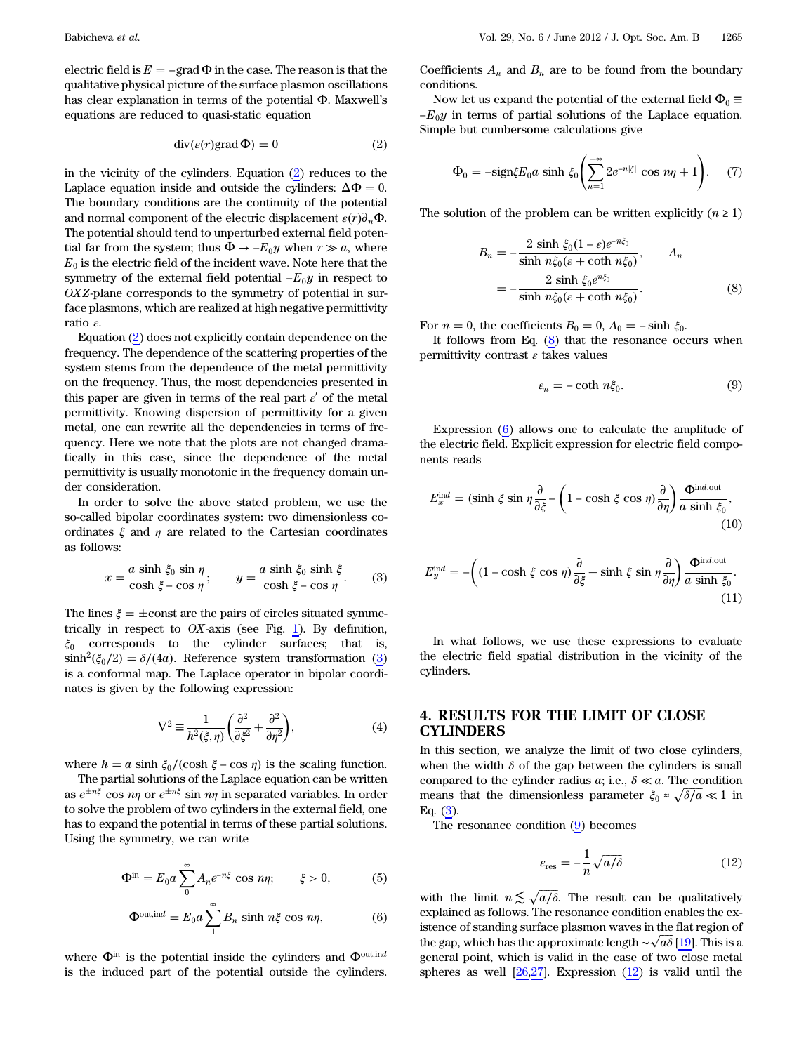electric field is $E = -\mathrm{grad}\,\Phi$ in the case. The reason is that the qualitative physical picture of the surface plasmon oscillations has clear explanation in terms of the potential $\Phi$. Maxwell's equations are reduced to quasi-static equation

$$\mathrm{div}(\varepsilon(r)\mathrm{grad}\,\Phi) = 0 \tag{2}$$

in the vicinity of the cylinders. Equation (2) reduces to the Laplace equation inside and outside the cylinders: $\Delta\Phi = 0$. The boundary conditions are the continuity of the potential and normal component of the electric displacement $\varepsilon(r)\partial_n\Phi$. The potential should tend to unperturbed external field potential far from the system; thus $\Phi \to -E_0 y$ when $r \gg a$, where $E_0$ is the electric field of the incident wave. Note here that the symmetry of the external field potential $-E_0 y$ in respect to $OXZ$-plane corresponds to the symmetry of potential in surface plasmons, which are realized at high negative permittivity ratio $\varepsilon$.

Equation (2) does not explicitly contain dependence on the frequency. The dependence of the scattering properties of the system stems from the dependence of the metal permittivity on the frequency. Thus, the most dependencies presented in this paper are given in terms of the real part $\varepsilon'$ of the metal permittivity. Knowing dispersion of permittivity for a given metal, one can rewrite all the dependencies in terms of frequency. Here we note that the plots are not changed dramatically in this case, since the dependence of the metal permittivity is usually monotonic in the frequency domain under consideration.

In order to solve the above stated problem, we use the so-called bipolar coordinates system: two dimensionless coordinates $\xi$ and $\eta$ are related to the Cartesian coordinates as follows:

$$x = \frac{a \sinh \xi_0 \sin \eta}{\cosh \xi - \cos \eta}; \qquad y = \frac{a \sinh \xi_0 \sinh \xi}{\cosh \xi - \cos \eta}. \tag{3}$$

The lines $\xi = \pm$const are the pairs of circles situated symmetrically in respect to $OX$-axis (see Fig. 1). By definition, $\xi_0$ corresponds to the cylinder surfaces; that is, $\sinh^2(\xi_0/2) = \delta/(4a)$. Reference system transformation (3) is a conformal map. The Laplace operator in bipolar coordinates is given by the following expression:

$$\nabla^2 \equiv \frac{1}{h^2(\xi,\eta)}\left(\frac{\partial^2}{\partial\xi^2} + \frac{\partial^2}{\partial\eta^2}\right), \tag{4}$$

where $h = a \sinh \xi_0/(\cosh \xi - \cos \eta)$ is the scaling function.

The partial solutions of the Laplace equation can be written as $e^{\pm n\xi} \cos n\eta$ or $e^{\pm n\xi} \sin n\eta$ in separated variables. In order to solve the problem of two cylinders in the external field, one has to expand the potential in terms of these partial solutions. Using the symmetry, we can write

$$\Phi^{\mathrm{in}} = E_0 a \sum_0^\infty A_n e^{-n\xi} \cos n\eta; \qquad \xi > 0, \tag{5}$$

$$\Phi^{\mathrm{out,ind}} = E_0 a \sum_1^\infty B_n \sinh n\xi \cos n\eta, \tag{6}$$

where $\Phi^{\mathrm{in}}$ is the potential inside the cylinders and $\Phi^{\mathrm{out,ind}}$ is the induced part of the potential outside the cylinders. Coefficients $A_n$ and $B_n$ are to be found from the boundary conditions.

Now let us expand the potential of the external field $\Phi_0 \equiv -E_0 y$ in terms of partial solutions of the Laplace equation. Simple but cumbersome calculations give

$$\Phi_0 = -\mathrm{sign}\xi E_0 a \sinh \xi_0 \left(\sum_{n=1}^{+\infty} 2e^{-n|\xi|} \cos n\eta + 1\right). \tag{7}$$

The solution of the problem can be written explicitly ($n \geq 1$)

$$B_n = -\frac{2 \sinh \xi_0 (1-\varepsilon) e^{-n\xi_0}}{\sinh n\xi_0 (\varepsilon + \coth n\xi_0)}, \qquad A_n = -\frac{2 \sinh \xi_0 e^{n\xi_0}}{\sinh n\xi_0 (\varepsilon + \coth n\xi_0)}. \tag{8}$$

For $n = 0$, the coefficients $B_0 = 0$, $A_0 = -\sinh \xi_0$.

It follows from Eq. (8) that the resonance occurs when permittivity contrast $\varepsilon$ takes values

$$\varepsilon_n = -\coth n\xi_0. \tag{9}$$

Expression (6) allows one to calculate the amplitude of the electric field. Explicit expression for electric field components reads

$$E_x^{\mathrm{ind}} = \left(\sinh \xi \sin \eta \frac{\partial}{\partial\xi} - (1 - \cosh \xi \cos \eta)\frac{\partial}{\partial\eta}\right)\frac{\Phi^{\mathrm{ind,out}}}{a \sinh \xi_0}, \tag{10}$$

$$E_y^{\mathrm{ind}} = -\left((1 - \cosh \xi \cos \eta)\frac{\partial}{\partial\xi} + \sinh \xi \sin \eta \frac{\partial}{\partial\eta}\right)\frac{\Phi^{\mathrm{ind,out}}}{a \sinh \xi_0}. \tag{11}$$

In what follows, we use these expressions to evaluate the electric field spatial distribution in the vicinity of the cylinders.

## 4. RESULTS FOR THE LIMIT OF CLOSE CYLINDERS

In this section, we analyze the limit of two close cylinders, when the width $\delta$ of the gap between the cylinders is small compared to the cylinder radius $a$; i.e., $\delta \ll a$. The condition means that the dimensionless parameter $\xi_0 \approx \sqrt{\delta/a} \ll 1$ in Eq. (3).

The resonance condition (9) becomes

$$\varepsilon_{\mathrm{res}} = -\frac{1}{n}\sqrt{a/\delta} \tag{12}$$

with the limit $n \lesssim \sqrt{a/\delta}$. The result can be qualitatively explained as follows. The resonance condition enables the existence of standing surface plasmon waves in the flat region of the gap, which has the approximate length $\sim\sqrt{a\delta}$ [19]. This is a general point, which is valid in the case of two close metal spheres as well [26,27]. Expression (12) is valid until the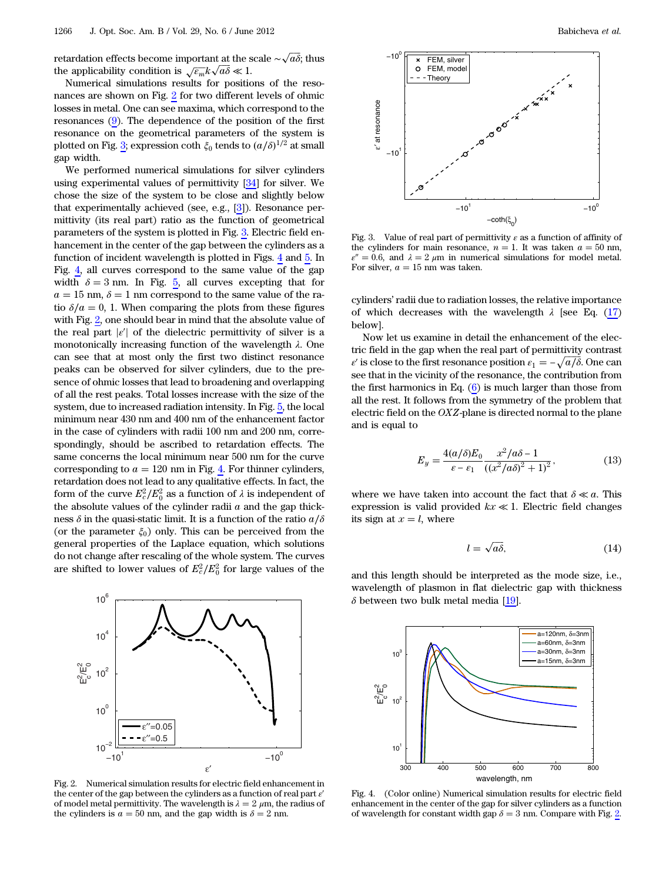retardation effects become important at the scale $\sim\sqrt{a\delta}$; thus the applicability condition is $\sqrt{\varepsilon_m}k\sqrt{a\delta} \ll 1$.

Numerical simulations results for positions of the resonances are shown on Fig. 2 for two different levels of ohmic losses in metal. One can see maxima, which correspond to the resonances (9). The dependence of the position of the first resonance on the geometrical parameters of the system is plotted on Fig. 3; expression $\coth\,\xi_0$ tends to $(a/\delta)^{1/2}$ at small gap width.

We performed numerical simulations for silver cylinders using experimental values of permittivity [34] for silver. We chose the size of the system to be close and slightly below that experimentally achieved (see, e.g., [3]). Resonance permittivity (its real part) ratio as the function of geometrical parameters of the system is plotted in Fig. 3. Electric field enhancement in the center of the gap between the cylinders as a function of incident wavelength is plotted in Figs. 4 and 5. In Fig. 4, all curves correspond to the same value of the gap width $\delta = 3$ nm. In Fig. 5, all curves excepting that for $a = 15$ nm, $\delta = 1$ nm correspond to the same value of the ratio $\delta/a = 0, 1$. When comparing the plots from these figures with Fig. 2, one should bear in mind that the absolute value of the real part $|\varepsilon'|$ of the dielectric permittivity of silver is a monotonically increasing function of the wavelength $\lambda$. One can see that at most only the first two distinct resonance peaks can be observed for silver cylinders, due to the presence of ohmic losses that lead to broadening and overlapping of all the rest peaks. Total losses increase with the size of the system, due to increased radiation intensity. In Fig. 5, the local minimum near 430 nm and 400 nm of the enhancement factor in the case of cylinders with radii 100 nm and 200 nm, correspondingly, should be ascribed to retardation effects. The same concerns the local minimum near 500 nm for the curve corresponding to $a = 120$ nm in Fig. 4. For thinner cylinders, retardation does not lead to any qualitative effects. In fact, the form of the curve $E_c^2/E_0^2$ as a function of $\lambda$ is independent of the absolute values of the cylinder radii $a$ and the gap thickness $\delta$ in the quasi-static limit. It is a function of the ratio $a/\delta$ (or the parameter $\xi_0$) only. This can be perceived from the general properties of the Laplace equation, which solutions do not change after rescaling of the whole system. The curves are shifted to lower values of $E_c^2/E_0^2$ for large values of the cylinders' radii due to radiation losses, the relative importance of which decreases with the wavelength $\lambda$ [see Eq. (17) below].

Fig. 2. Numerical simulation results for electric field enhancement in the center of the gap between the cylinders as a function of real part $\varepsilon'$ of model metal permittivity. The wavelength is $\lambda = 2$ μm, the radius of the cylinders is $a = 50$ nm, and the gap width is $\delta = 2$ nm.

Fig. 3. Value of real part of permittivity $\varepsilon$ as a function of affinity of the cylinders for main resonance, $n = 1$. It was taken $a = 50$ nm, $\varepsilon'' = 0.6$, and $\lambda = 2$ μm in numerical simulations for model metal. For silver, $a = 15$ nm was taken.

Now let us examine in detail the enhancement of the electric field in the gap when the real part of permittivity contrast $\varepsilon'$ is close to the first resonance position $\varepsilon_1 = -\sqrt{a/\delta}$. One can see that in the vicinity of the resonance, the contribution from the first harmonics in Eq. (6) is much larger than those from all the rest. It follows from the symmetry of the problem that electric field on the $OXZ$-plane is directed normal to the plane and is equal to

$$E_y = \frac{4(a/\delta)E_0}{\varepsilon - \varepsilon_1}\frac{x^2/a\delta - 1}{((x^2/a\delta)^2 + 1)^2}, \tag{13}$$

where we have taken into account the fact that $\delta \ll a$. This expression is valid provided $kx \ll 1$. Electric field changes its sign at $x = l$, where

$$l = \sqrt{a\delta}, \tag{14}$$

and this length should be interpreted as the mode size, i.e., wavelength of plasmon in flat dielectric gap with thickness $\delta$ between two bulk metal media [19].

Fig. 4. (Color online) Numerical simulation results for electric field enhancement in the center of the gap for silver cylinders as a function of wavelength for constant width gap $\delta = 3$ nm. Compare with Fig. 2.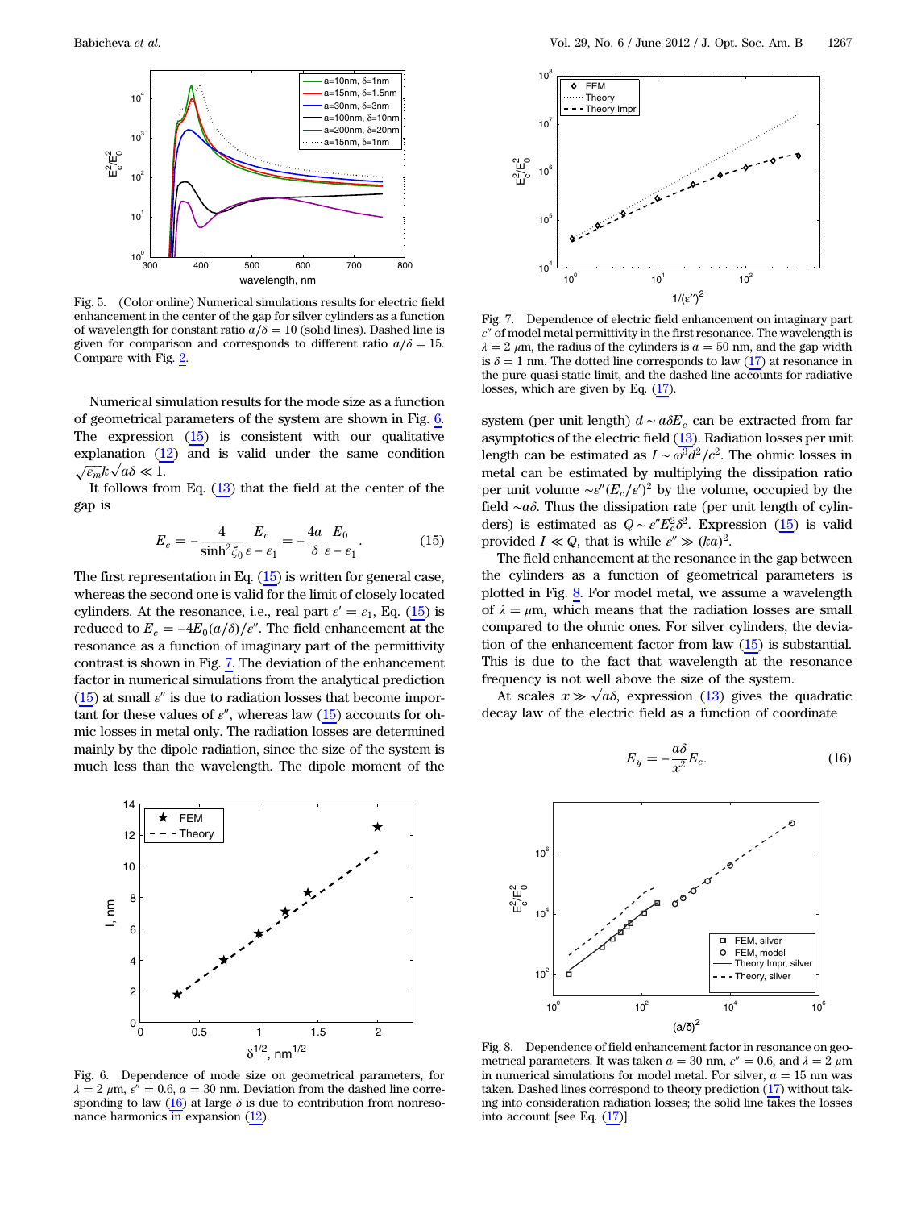Fig. 5. (Color online) Numerical simulations results for electric field enhancement in the center of the gap for silver cylinders as a function of wavelength for constant ratio $a/\delta = 10$ (solid lines). Dashed line is given for comparison and corresponds to different ratio $a/\delta = 15$. Compare with Fig. 2.

Numerical simulation results for the mode size as a function of geometrical parameters of the system are shown in Fig. 6. The expression (15) is consistent with our qualitative explanation (12) and is valid under the same condition $\sqrt{\varepsilon_m} k \sqrt{a\delta} \ll 1$.

It follows from Eq. (13) that the field at the center of the gap is

$$E_c = -\frac{4}{\sinh^2 \xi_0} \frac{E_c}{\varepsilon - \varepsilon_1} = -\frac{4a}{\delta} \frac{E_0}{\varepsilon - \varepsilon_1}. \tag{15}$$

The first representation in Eq. (15) is written for general case, whereas the second one is valid for the limit of closely located cylinders. At the resonance, i.e., real part $\varepsilon' = \varepsilon_1$, Eq. (15) is reduced to $E_c = -4E_0(a/\delta)/\varepsilon''$. The field enhancement at the resonance as a function of imaginary part of the permittivity contrast is shown in Fig. 7. The deviation of the enhancement factor in numerical simulations from the analytical prediction (15) at small $\varepsilon''$ is due to radiation losses that become important for these values of $\varepsilon''$, whereas law (15) accounts for ohmic losses in metal only. The radiation losses are determined mainly by the dipole radiation, since the size of the system is much less than the wavelength. The dipole moment of the system (per unit length) $d \sim a\delta E_c$ can be extracted from far asymptotics of the electric field (13). Radiation losses per unit length can be estimated as $I \sim \omega^3 d^2/c^2$. The ohmic losses in metal can be estimated by multiplying the dissipation ratio per unit volume $\sim \varepsilon''(E_c/\varepsilon')^2$ by the volume, occupied by the field $\sim a\delta$. Thus the dissipation rate (per unit length of cylinders) is estimated as $Q \sim \varepsilon'' E_c^2 \delta^2$. Expression (15) is valid provided $I \ll Q$, that is while $\varepsilon'' \gg (ka)^2$.

Fig. 7. Dependence of electric field enhancement on imaginary part $\varepsilon''$ of model metal permittivity in the first resonance. The wavelength is $\lambda = 2$ μm, the radius of the cylinders is $a = 50$ nm, and the gap width is $\delta = 1$ nm. The dotted line corresponds to law (17) at resonance in the pure quasi-static limit, and the dashed line accounts for radiative losses, which are given by Eq. (17).

The field enhancement at the resonance in the gap between the cylinders as a function of geometrical parameters is plotted in Fig. 8. For model metal, we assume a wavelength of $\lambda = \mu$m, which means that the radiation losses are small compared to the ohmic ones. For silver cylinders, the deviation of the enhancement factor from law (15) is substantial. This is due to the fact that wavelength at the resonance frequency is not well above the size of the system.

At scales $x \gg \sqrt{a\delta}$, expression (13) gives the quadratic decay law of the electric field as a function of coordinate

$$E_y = -\frac{a\delta}{x^2} E_c. \tag{16}$$

Fig. 6. Dependence of mode size on geometrical parameters, for $\lambda = 2$ μm, $\varepsilon'' = 0.6$, $a = 30$ nm. Deviation from the dashed line corresponding to law (16) at large $\delta$ is due to contribution from nonresonance harmonics in expansion (12).

Fig. 8. Dependence of field enhancement factor in resonance on geometrical parameters. It was taken $a = 30$ nm, $\varepsilon'' = 0.6$, and $\lambda = 2$ μm in numerical simulations for model metal. For silver, $a = 15$ nm was taken. Dashed lines correspond to theory prediction (17) without taking into consideration radiation losses; the solid line takes the losses into account [see Eq. (17)].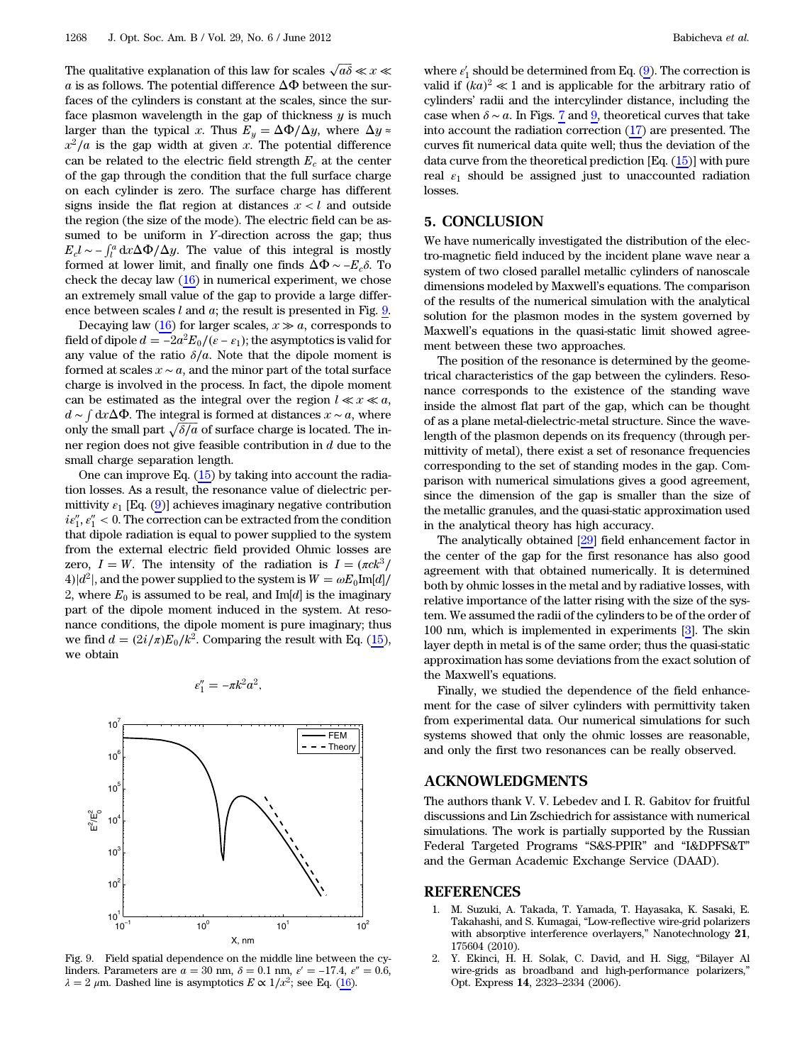The qualitative explanation of this law for scales $\sqrt{a\delta} \ll x \ll a$ is as follows. The potential difference $\Delta\Phi$ between the surfaces of the cylinders is constant at the scales, since the surface plasmon wavelength in the gap of thickness $y$ is much larger than the typical $x$. Thus $E_y = \Delta\Phi/\Delta y$, where $\Delta y \approx x^2/a$ is the gap width at given $x$. The potential difference can be related to the electric field strength $E_c$ at the center of the gap through the condition that the full surface charge on each cylinder is zero. The surface charge has different signs inside the flat region at distances $x < l$ and outside the region (the size of the mode). The electric field can be assumed to be uniform in $Y$-direction across the gap; thus $E_c l \sim -\int_l^a dx \Delta\Phi/\Delta y$. The value of this integral is mostly formed at lower limit, and finally one finds $\Delta\Phi \sim -E_c\delta$. To check the decay law (16) in numerical experiment, we chose an extremely small value of the gap to provide a large difference between scales $l$ and $a$; the result is presented in Fig. 9.

Decaying law (16) for larger scales, $x \gg a$, corresponds to field of dipole $d = -2a^2 E_0/(\varepsilon - \varepsilon_1)$; the asymptotics is valid for any value of the ratio $\delta/a$. Note that the dipole moment is formed at scales $x \sim a$, and the minor part of the total surface charge is involved in the process. In fact, the dipole moment can be estimated as the integral over the region $l \ll x \ll a$, $d \sim \int dx \Delta\Phi$. The integral is formed at distances $x \sim a$, where only the small part $\sqrt{\delta/a}$ of surface charge is located. The inner region does not give feasible contribution in $d$ due to the small charge separation length.

One can improve Eq. (15) by taking into account the radiation losses. As a result, the resonance value of dielectric permittivity $\varepsilon_1$ [Eq. (9)] achieves imaginary negative contribution $i\varepsilon_1''$, $\varepsilon_1'' < 0$. The correction can be extracted from the condition that dipole radiation is equal to power supplied to the system from the external electric field provided Ohmic losses are zero, $I = W$. The intensity of the radiation is $I = (\pi c k^3/4)|d^2|$, and the power supplied to the system is $W = \omega E_0 \mathrm{Im}[d]/2$, where $E_0$ is assumed to be real, and $\mathrm{Im}[d]$ is the imaginary part of the dipole moment induced in the system. At resonance conditions, the dipole moment is pure imaginary; thus we find $d = (2i/\pi)E_0/k^2$. Comparing the result with Eq. (15), we obtain

$$\varepsilon_1'' = -\pi k^2 a^2,$$

FEM
Theory
$E^2/E_0^2$
X, nm

Fig. 9. Field spatial dependence on the middle line between the cylinders. Parameters are $a = 30$ nm, $\delta = 0.1$ nm, $\varepsilon' = -17.4$, $\varepsilon'' = 0.6$, $\lambda = 2$ μm. Dashed line is asymptotics $E \propto 1/x^2$; see Eq. (16).

where $\varepsilon_1'$ should be determined from Eq. (9). The correction is valid if $(ka)^2 \ll 1$ and is applicable for the arbitrary ratio of cylinders' radii and the intercylinder distance, including the case when $\delta \sim a$. In Figs. 7 and 9, theoretical curves that take into account the radiation correction (17) are presented. The curves fit numerical data quite well; thus the deviation of the data curve from the theoretical prediction [Eq. (15)] with pure real $\varepsilon_1$ should be assigned just to unaccounted radiation losses.

## 5. CONCLUSION

We have numerically investigated the distribution of the electro-magnetic field induced by the incident plane wave near a system of two closed parallel metallic cylinders of nanoscale dimensions modeled by Maxwell's equations. The comparison of the results of the numerical simulation with the analytical solution for the plasmon modes in the system governed by Maxwell's equations in the quasi-static limit showed agreement between these two approaches.

The position of the resonance is determined by the geometrical characteristics of the gap between the cylinders. Resonance corresponds to the existence of the standing wave inside the almost flat part of the gap, which can be thought of as a plane metal-dielectric-metal structure. Since the wavelength of the plasmon depends on its frequency (through permittivity of metal), there exist a set of resonance frequencies corresponding to the set of standing modes in the gap. Comparison with numerical simulations gives a good agreement, since the dimension of the gap is smaller than the size of the metallic granules, and the quasi-static approximation used in the analytical theory has high accuracy.

The analytically obtained [29] field enhancement factor in the center of the gap for the first resonance has also good agreement with that obtained numerically. It is determined both by ohmic losses in the metal and by radiative losses, with relative importance of the latter rising with the size of the system. We assumed the radii of the cylinders to be of the order of 100 nm, which is implemented in experiments [3]. The skin layer depth in metal is of the same order; thus the quasi-static approximation has some deviations from the exact solution of the Maxwell's equations.

Finally, we studied the dependence of the field enhancement for the case of silver cylinders with permittivity taken from experimental data. Our numerical simulations for such systems showed that only the ohmic losses are reasonable, and only the first two resonances can be really observed.

## ACKNOWLEDGMENTS

The authors thank V. V. Lebedev and I. R. Gabitov for fruitful discussions and Lin Zschiedrich for assistance with numerical simulations. The work is partially supported by the Russian Federal Targeted Programs "S&S-PPIR" and "I&DPFS&T" and the German Academic Exchange Service (DAAD).

## REFERENCES

1. M. Suzuki, A. Takada, T. Yamada, T. Hayasaka, K. Sasaki, E. Takahashi, and S. Kumagai, "Low-reflective wire-grid polarizers with absorptive interference overlayers," Nanotechnology **21**, 175604 (2010).
2. Y. Ekinci, H. H. Solak, C. David, and H. Sigg, "Bilayer Al wire-grids as broadband and high-performance polarizers," Opt. Express **14**, 2323–2334 (2006).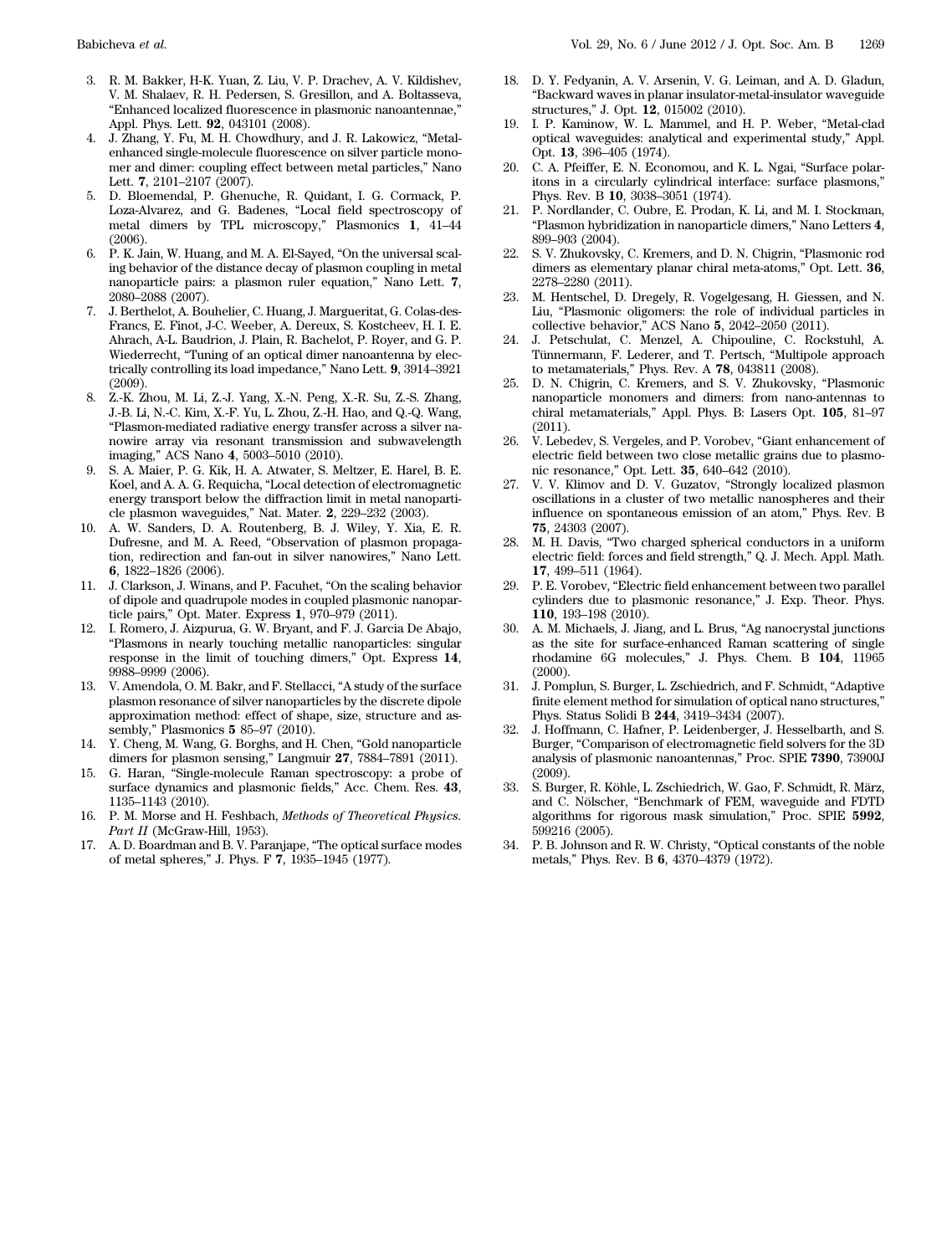3. R. M. Bakker, H-K. Yuan, Z. Liu, V. P. Drachev, A. V. Kildishev, V. M. Shalaev, R. H. Pedersen, S. Gresillon, and A. Boltasseva, "Enhanced localized fluorescence in plasmonic nanoantennae," Appl. Phys. Lett. **92**, 043101 (2008).
4. J. Zhang, Y. Fu, M. H. Chowdhury, and J. R. Lakowicz, "Metal-enhanced single-molecule fluorescence on silver particle monomer and dimer: coupling effect between metal particles," Nano Lett. **7**, 2101–2107 (2007).
5. D. Bloemendal, P. Ghenuche, R. Quidant, I. G. Cormack, P. Loza-Alvarez, and G. Badenes, "Local field spectroscopy of metal dimers by TPL microscopy," Plasmonics **1**, 41–44 (2006).
6. P. K. Jain, W. Huang, and M. A. El-Sayed, "On the universal scaling behavior of the distance decay of plasmon coupling in metal nanoparticle pairs: a plasmon ruler equation," Nano Lett. **7**, 2080–2088 (2007).
7. J. Berthelot, A. Bouhelier, C. Huang, J. Margueritat, G. Colas-des-Francs, E. Finot, J-C. Weeber, A. Dereux, S. Kostcheev, H. I. E. Ahrach, A-L. Baudrion, J. Plain, R. Bachelot, P. Royer, and G. P. Wiederrecht, "Tuning of an optical dimer nanoantenna by electrically controlling its load impedance," Nano Lett. **9**, 3914–3921 (2009).
8. Z.-K. Zhou, M. Li, Z.-J. Yang, X.-N. Peng, X.-R. Su, Z.-S. Zhang, J.-B. Li, N.-C. Kim, X.-F. Yu, L. Zhou, Z.-H. Hao, and Q.-Q. Wang, "Plasmon-mediated radiative energy transfer across a silver nanowire array via resonant transmission and subwavelength imaging," ACS Nano **4**, 5003–5010 (2010).
9. S. A. Maier, P. G. Kik, H. A. Atwater, S. Meltzer, E. Harel, B. E. Koel, and A. A. G. Requicha, "Local detection of electromagnetic energy transport below the diffraction limit in metal nanoparticle plasmon waveguides," Nat. Mater. **2**, 229–232 (2003).
10. A. W. Sanders, D. A. Routenberg, B. J. Wiley, Y. Xia, E. R. Dufresne, and M. A. Reed, "Observation of plasmon propagation, redirection and fan-out in silver nanowires," Nano Lett. **6**, 1822–1826 (2006).
11. J. Clarkson, J. Winans, and P. Facuhet, "On the scaling behavior of dipole and quadrupole modes in coupled plasmonic nanoparticle pairs," Opt. Mater. Express **1**, 970–979 (2011).
12. I. Romero, J. Aizpurua, G. W. Bryant, and F. J. Garcia De Abajo, "Plasmons in nearly touching metallic nanoparticles: singular response in the limit of touching dimers," Opt. Express **14**, 9988–9999 (2006).
13. V. Amendola, O. M. Bakr, and F. Stellacci, "A study of the surface plasmon resonance of silver nanoparticles by the discrete dipole approximation method: effect of shape, size, structure and assembly," Plasmonics **5** 85–97 (2010).
14. Y. Cheng, M. Wang, G. Borghs, and H. Chen, "Gold nanoparticle dimers for plasmon sensing," Langmuir **27**, 7884–7891 (2011).
15. G. Haran, "Single-molecule Raman spectroscopy: a probe of surface dynamics and plasmonic fields," Acc. Chem. Res. **43**, 1135–1143 (2010).
16. P. M. Morse and H. Feshbach, *Methods of Theoretical Physics. Part II* (McGraw-Hill, 1953).
17. A. D. Boardman and B. V. Paranjape, "The optical surface modes of metal spheres," J. Phys. F **7**, 1935–1945 (1977).
18. D. Y. Fedyanin, A. V. Arsenin, V. G. Leiman, and A. D. Gladun, "Backward waves in planar insulator-metal-insulator waveguide structures," J. Opt. **12**, 015002 (2010).
19. I. P. Kaminow, W. L. Mammel, and H. P. Weber, "Metal-clad optical waveguides: analytical and experimental study," Appl. Opt. **13**, 396–405 (1974).
20. C. A. Pfeiffer, E. N. Economou, and K. L. Ngai, "Surface polaritons in a circularly cylindrical interface: surface plasmons," Phys. Rev. B **10**, 3038–3051 (1974).
21. P. Nordlander, C. Oubre, E. Prodan, K. Li, and M. I. Stockman, "Plasmon hybridization in nanoparticle dimers," Nano Letters **4**, 899–903 (2004).
22. S. V. Zhukovsky, C. Kremers, and D. N. Chigrin, "Plasmonic rod dimers as elementary planar chiral meta-atoms," Opt. Lett. **36**, 2278–2280 (2011).
23. M. Hentschel, D. Dregely, R. Vogelgesang, H. Giessen, and N. Liu, "Plasmonic oligomers: the role of individual particles in collective behavior," ACS Nano **5**, 2042–2050 (2011).
24. J. Petschulat, C. Menzel, A. Chipouline, C. Rockstuhl, A. Tünnermann, F. Lederer, and T. Pertsch, "Multipole approach to metamaterials," Phys. Rev. A **78**, 043811 (2008).
25. D. N. Chigrin, C. Kremers, and S. V. Zhukovsky, "Plasmonic nanoparticle monomers and dimers: from nano-antennas to chiral metamaterials," Appl. Phys. B: Lasers Opt. **105**, 81–97 (2011).
26. V. Lebedev, S. Vergeles, and P. Vorobev, "Giant enhancement of electric field between two close metallic grains due to plasmonic resonance," Opt. Lett. **35**, 640–642 (2010).
27. V. V. Klimov and D. V. Guzatov, "Strongly localized plasmon oscillations in a cluster of two metallic nanospheres and their influence on spontaneous emission of an atom," Phys. Rev. B **75**, 24303 (2007).
28. M. H. Davis, "Two charged spherical conductors in a uniform electric field: forces and field strength," Q. J. Mech. Appl. Math. **17**, 499–511 (1964).
29. P. E. Vorobev, "Electric field enhancement between two parallel cylinders due to plasmonic resonance," J. Exp. Theor. Phys. **110**, 193–198 (2010).
30. A. M. Michaels, J. Jiang, and L. Brus, "Ag nanocrystal junctions as the site for surface-enhanced Raman scattering of single rhodamine 6G molecules," J. Phys. Chem. B **104**, 11965 (2000).
31. J. Pomplun, S. Burger, L. Zschiedrich, and F. Schmidt, "Adaptive finite element method for simulation of optical nano structures," Phys. Status Solidi B **244**, 3419–3434 (2007).
32. J. Hoffmann, C. Hafner, P. Leidenberger, J. Hesselbarth, and S. Burger, "Comparison of electromagnetic field solvers for the 3D analysis of plasmonic nanoantennas," Proc. SPIE **7390**, 73900J (2009).
33. S. Burger, R. Köhle, L. Zschiedrich, W. Gao, F. Schmidt, R. März, and C. Nölscher, "Benchmark of FEM, waveguide and FDTD algorithms for rigorous mask simulation," Proc. SPIE **5992**, 599216 (2005).
34. P. B. Johnson and R. W. Christy, "Optical constants of the noble metals," Phys. Rev. B **6**, 4370–4379 (1972).